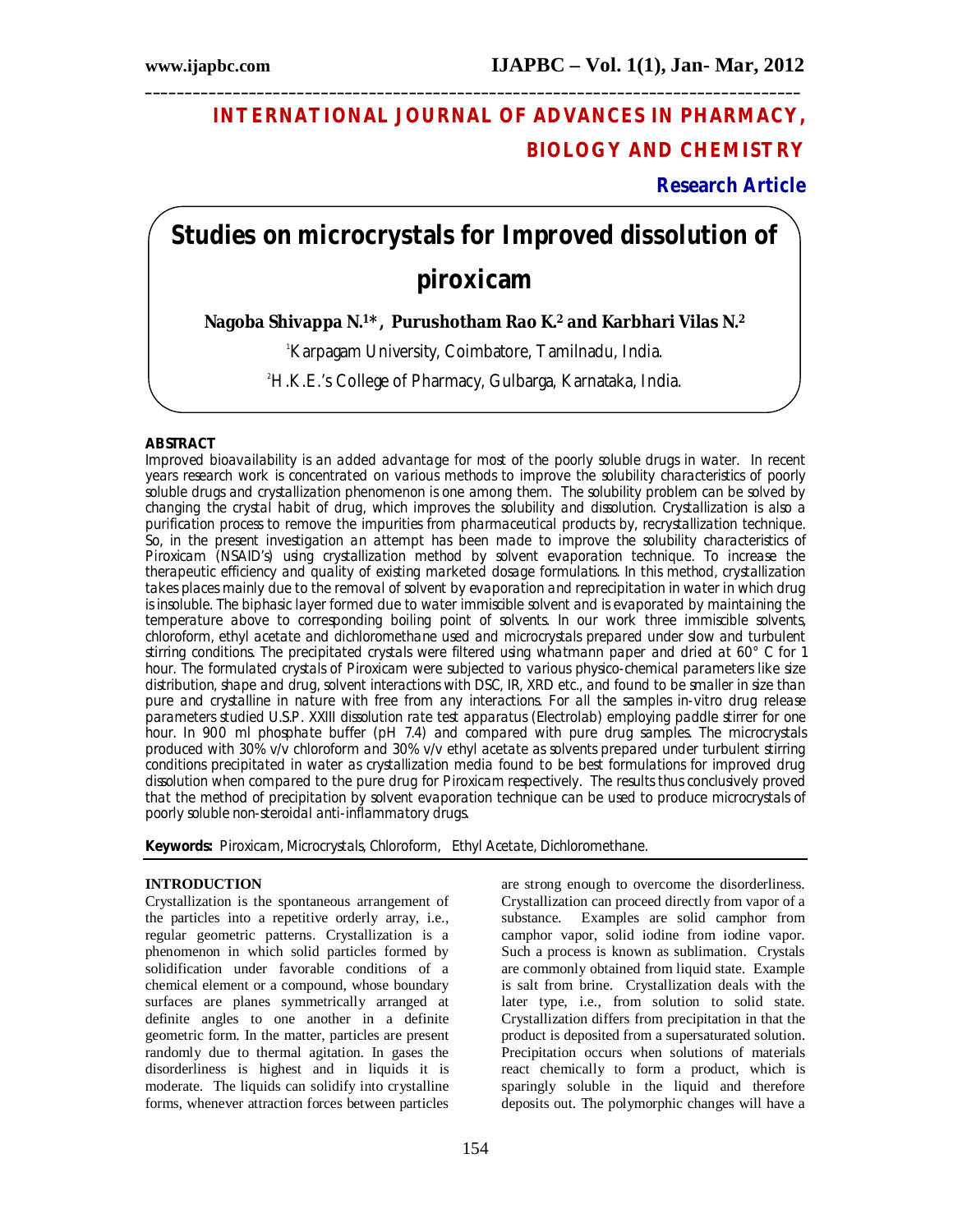# INTERNATIONAL JOURNAL OF ADVANCES IN PHARMACY, BIOLOGY AND CHEMISTRY

**Research Article**

# Studies on microcrystals for Improved dissolution of piroxicam

**Nagoba Shivappa N.[1]*, Purushotham Rao K.[2] and Karbhari Vilas N.[2]**

[1]Karpagam University, Coimbatore, Tamilnadu, India.

[2]H.K.E.'s College of Pharmacy, Gulbarga, Karnataka, India.

## ABSTRACT

Improved bioavailability is an added advantage for most of the poorly soluble drugs in water. In recent years research work is concentrated on various methods to improve the solubility characteristics of poorly soluble drugs and crystallization phenomenon is one among them. The solubility problem can be solved by changing the crystal habit of drug, which improves the solubility and dissolution. Crystallization is also a purification process to remove the impurities from pharmaceutical products by, recrystallization technique. So, in the present investigation an attempt has been made to improve the solubility characteristics of Piroxicam (NSAID's) using crystallization method by solvent evaporation technique. To increase the therapeutic efficiency and quality of existing marketed dosage formulations. In this method, crystallization takes places mainly due to the removal of solvent by evaporation and reprecipitation in water in which drug is insoluble. The biphasic layer formed due to water immiscible solvent and is evaporated by maintaining the temperature above to corresponding boiling point of solvents. In our work three immiscible solvents, chloroform, ethyl acetate and dichloromethane used and microcrystals prepared under slow and turbulent stirring conditions. The precipitated crystals were filtered using whatmann paper and dried at 60° C for 1 hour. The formulated crystals of Piroxicam were subjected to various physico-chemical parameters like size distribution, shape and drug, solvent interactions with DSC, IR, XRD etc., and found to be smaller in size than pure and crystalline in nature with free from any interactions. For all the samples in-vitro drug release parameters studied U.S.P. XXIII dissolution rate test apparatus (Electrolab) employing paddle stirrer for one hour. In 900 ml phosphate buffer (pH 7.4) and compared with pure drug samples. The microcrystals produced with 30% v/v chloroform and 30% v/v ethyl acetate as solvents prepared under turbulent stirring conditions precipitated in water as crystallization media found to be best formulations for improved drug dissolution when compared to the pure drug for Piroxicam respectively. The results thus conclusively proved that the method of precipitation by solvent evaporation technique can be used to produce microcrystals of poorly soluble non-steroidal anti-inflammatory drugs.

**Keywords:** Piroxicam, Microcrystals, Chloroform, Ethyl Acetate, Dichloromethane.

## INTRODUCTION

Crystallization is the spontaneous arrangement of the particles into a repetitive orderly array, i.e., regular geometric patterns. Crystallization is a phenomenon in which solid particles formed by solidification under favorable conditions of a chemical element or a compound, whose boundary surfaces are planes symmetrically arranged at definite angles to one another in a definite geometric form. In the matter, particles are present randomly due to thermal agitation. In gases the disorderliness is highest and in liquids it is moderate. The liquids can solidify into crystalline forms, whenever attraction forces between particles are strong enough to overcome the disorderliness. Crystallization can proceed directly from vapor of a substance. Examples are solid camphor from camphor vapor, solid iodine from iodine vapor. Such a process is known as sublimation. Crystals are commonly obtained from liquid state. Example is salt from brine. Crystallization deals with the later type, i.e., from solution to solid state. Crystallization differs from precipitation in that the product is deposited from a supersaturated solution. Precipitation occurs when solutions of materials react chemically to form a product, which is sparingly soluble in the liquid and therefore deposits out. The polymorphic changes will have a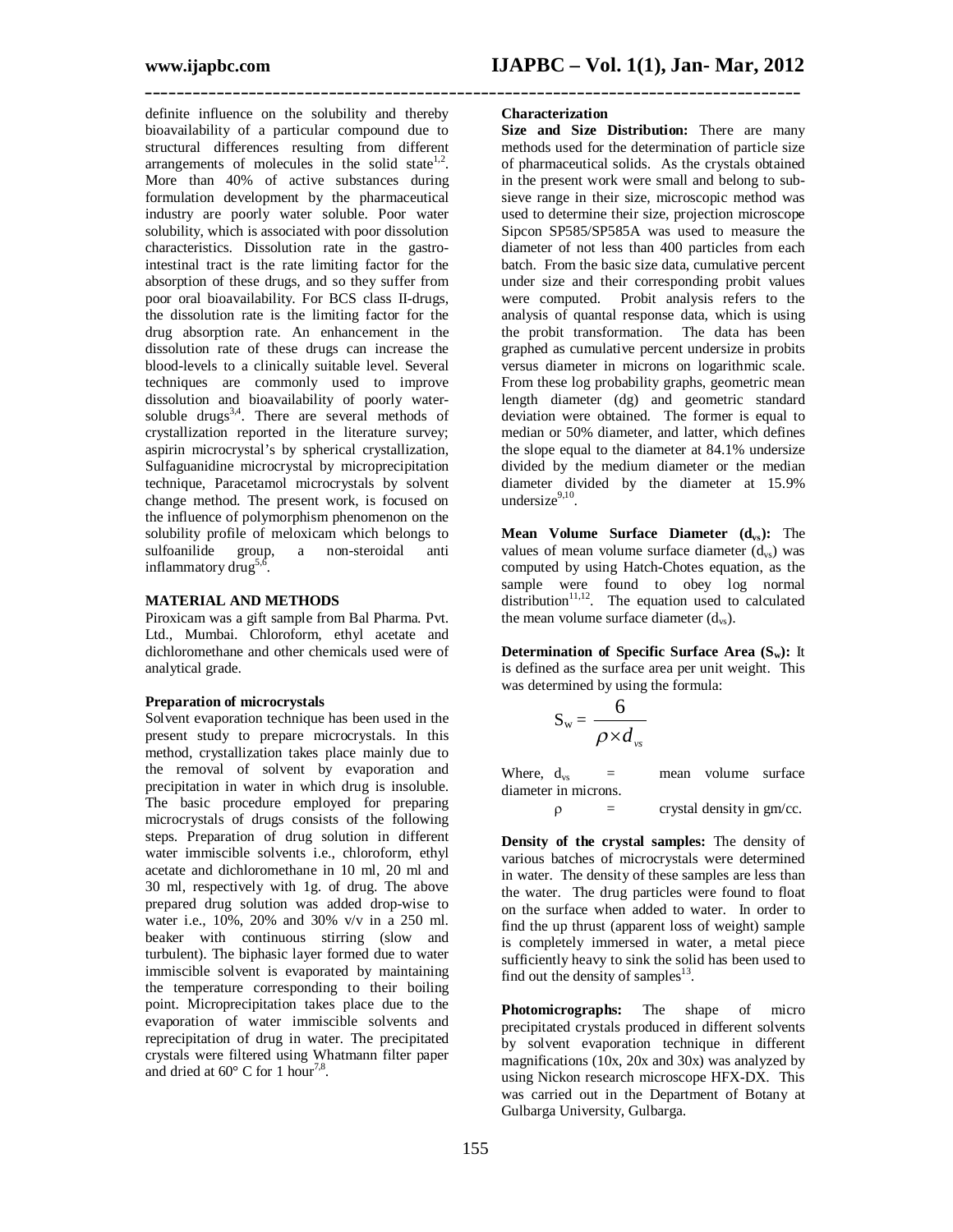definite influence on the solubility and thereby bioavailability of a particular compound due to structural differences resulting from different arrangements of molecules in the solid state[1,2]. More than 40% of active substances during formulation development by the pharmaceutical industry are poorly water soluble. Poor water solubility, which is associated with poor dissolution characteristics. Dissolution rate in the gastro-intestinal tract is the rate limiting factor for the absorption of these drugs, and so they suffer from poor oral bioavailability. For BCS class II-drugs, the dissolution rate is the limiting factor for the drug absorption rate. An enhancement in the dissolution rate of these drugs can increase the blood-levels to a clinically suitable level. Several techniques are commonly used to improve dissolution and bioavailability of poorly water-soluble drugs[3,4]. There are several methods of crystallization reported in the literature survey; aspirin microcrystal's by spherical crystallization, Sulfaguanidine microcrystal by microprecipitation technique, Paracetamol microcrystals by solvent change method. The present work, is focused on the influence of polymorphism phenomenon on the solubility profile of meloxicam which belongs to sulfoanilide group, a non-steroidal anti inflammatory drug[5,6].

## MATERIAL AND METHODS

Piroxicam was a gift sample from Bal Pharma. Pvt. Ltd., Mumbai. Chloroform, ethyl acetate and dichloromethane and other chemicals used were of analytical grade.

### Preparation of microcrystals

Solvent evaporation technique has been used in the present study to prepare microcrystals. In this method, crystallization takes place mainly due to the removal of solvent by evaporation and precipitation in water in which drug is insoluble. The basic procedure employed for preparing microcrystals of drugs consists of the following steps. Preparation of drug solution in different water immiscible solvents i.e., chloroform, ethyl acetate and dichloromethane in 10 ml, 20 ml and 30 ml, respectively with 1g. of drug. The above prepared drug solution was added drop-wise to water i.e., 10%, 20% and 30% v/v in a 250 ml. beaker with continuous stirring (slow and turbulent). The biphasic layer formed due to water immiscible solvent is evaporated by maintaining the temperature corresponding to their boiling point. Microprecipitation takes place due to the evaporation of water immiscible solvents and reprecipitation of drug in water. The precipitated crystals were filtered using Whatmann filter paper and dried at 60° C for 1 hour[7,8].

### Characterization

**Size and Size Distribution:** There are many methods used for the determination of particle size of pharmaceutical solids. As the crystals obtained in the present work were small and belong to sub-sieve range in their size, microscopic method was used to determine their size, projection microscope Sipcon SP585/SP585A was used to measure the diameter of not less than 400 particles from each batch. From the basic size data, cumulative percent under size and their corresponding probit values were computed. Probit analysis refers to the analysis of quantal response data, which is using the probit transformation. The data has been graphed as cumulative percent undersize in probits versus diameter in microns on logarithmic scale. From these log probability graphs, geometric mean length diameter (dg) and geometric standard deviation were obtained. The former is equal to median or 50% diameter, and latter, which defines the slope equal to the diameter at 84.1% undersize divided by the medium diameter or the median diameter divided by the diameter at 15.9% undersize[9,10].

**Mean Volume Surface Diameter ($d_{vs}$):** The values of mean volume surface diameter ($d_{vs}$) was computed by using Hatch-Chotes equation, as the sample were found to obey log normal distribution[11,12]. The equation used to calculated the mean volume surface diameter ($d_{vs}$).

**Determination of Specific Surface Area ($S_w$):** It is defined as the surface area per unit weight. This was determined by using the formula:

$$S_w = \frac{6}{\rho \times d_{vs}}$$

Where, $d_{vs}$ = mean volume surface diameter in microns.

$\rho$ = crystal density in gm/cc.

**Density of the crystal samples:** The density of various batches of microcrystals were determined in water. The density of these samples are less than the water. The drug particles were found to float on the surface when added to water. In order to find the up thrust (apparent loss of weight) sample is completely immersed in water, a metal piece sufficiently heavy to sink the solid has been used to find out the density of samples[13].

**Photomicrographs:** The shape of micro precipitated crystals produced in different solvents by solvent evaporation technique in different magnifications (10x, 20x and 30x) was analyzed by using Nickon research microscope HFX-DX. This was carried out in the Department of Botany at Gulbarga University, Gulbarga.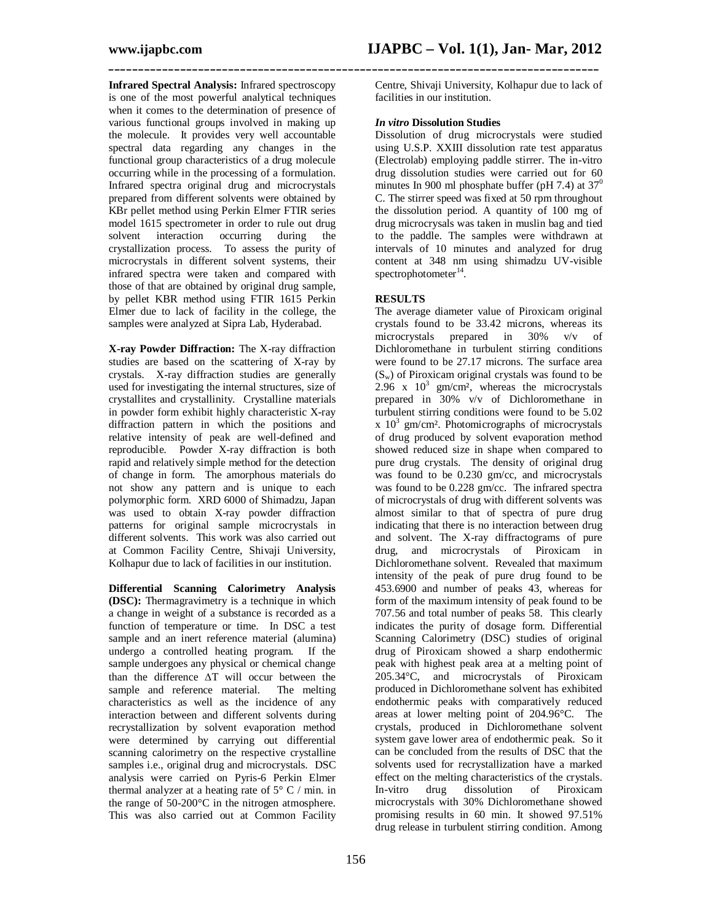**Infrared Spectral Analysis:** Infrared spectroscopy is one of the most powerful analytical techniques when it comes to the determination of presence of various functional groups involved in making up the molecule. It provides very well accountable spectral data regarding any changes in the functional group characteristics of a drug molecule occurring while in the processing of a formulation. Infrared spectra original drug and microcrystals prepared from different solvents were obtained by KBr pellet method using Perkin Elmer FTIR series model 1615 spectrometer in order to rule out drug solvent interaction occurring during the crystallization process. To assess the purity of microcrystals in different solvent systems, their infrared spectra were taken and compared with those of that are obtained by original drug sample, by pellet KBR method using FTIR 1615 Perkin Elmer due to lack of facility in the college, the samples were analyzed at Sipra Lab, Hyderabad.

**X-ray Powder Diffraction:** The X-ray diffraction studies are based on the scattering of X-ray by crystals. X-ray diffraction studies are generally used for investigating the internal structures, size of crystallites and crystallinity. Crystalline materials in powder form exhibit highly characteristic X-ray diffraction pattern in which the positions and relative intensity of peak are well-defined and reproducible. Powder X-ray diffraction is both rapid and relatively simple method for the detection of change in form. The amorphous materials do not show any pattern and is unique to each polymorphic form. XRD 6000 of Shimadzu, Japan was used to obtain X-ray powder diffraction patterns for original sample microcrystals in different solvents. This work was also carried out at Common Facility Centre, Shivaji University, Kolhapur due to lack of facilities in our institution.

**Differential Scanning Calorimetry Analysis (DSC):** Thermagravimetry is a technique in which a change in weight of a substance is recorded as a function of temperature or time. In DSC a test sample and an inert reference material (alumina) undergo a controlled heating program. If the sample undergoes any physical or chemical change than the difference $\Delta T$ will occur between the sample and reference material. The melting characteristics as well as the incidence of any interaction between and different solvents during recrystallization by solvent evaporation method were determined by carrying out differential scanning calorimetry on the respective crystalline samples i.e., original drug and microcrystals. DSC analysis were carried on Pyris-6 Perkin Elmer thermal analyzer at a heating rate of 5° C / min. in the range of 50-200°C in the nitrogen atmosphere. This was also carried out at Common Facility Centre, Shivaji University, Kolhapur due to lack of facilities in our institution.

### *In vitro* Dissolution Studies

Dissolution of drug microcrystals were studied using U.S.P. XXIII dissolution rate test apparatus (Electrolab) employing paddle stirrer. The in-vitro drug dissolution studies were carried out for 60 minutes In 900 ml phosphate buffer (pH 7.4) at $37^0$ C. The stirrer speed was fixed at 50 rpm throughout the dissolution period. A quantity of 100 mg of drug microcrysals was taken in muslin bag and tied to the paddle. The samples were withdrawn at intervals of 10 minutes and analyzed for drug content at 348 nm using shimadzu UV-visible spectrophotometer[14].

## RESULTS

The average diameter value of Piroxicam original crystals found to be 33.42 microns, whereas its microcrystals prepared in 30% v/v of Dichloromethane in turbulent stirring conditions were found to be 27.17 microns. The surface area ($S_w$) of Piroxicam original crystals was found to be $2.96 \times 10^3$ gm/cm², whereas the microcrystals prepared in 30% v/v of Dichloromethane in turbulent stirring conditions were found to be $5.02 \times 10^3$ gm/cm². Photomicrographs of microcrystals of drug produced by solvent evaporation method showed reduced size in shape when compared to pure drug crystals. The density of original drug was found to be 0.230 gm/cc, and microcrystals was found to be 0.228 gm/cc. The infrared spectra of microcrystals of drug with different solvents was almost similar to that of spectra of pure drug indicating that there is no interaction between drug and solvent. The X-ray diffractograms of pure drug, and microcrystals of Piroxicam in Dichloromethane solvent. Revealed that maximum intensity of the peak of pure drug found to be 453.6900 and number of peaks 43, whereas for form of the maximum intensity of peak found to be 707.56 and total number of peaks 58. This clearly indicates the purity of dosage form. Differential Scanning Calorimetry (DSC) studies of original drug of Piroxicam showed a sharp endothermic peak with highest peak area at a melting point of 205.34°C, and microcrystals of Piroxicam produced in Dichloromethane solvent has exhibited endothermic peaks with comparatively reduced areas at lower melting point of 204.96°C. The crystals, produced in Dichloromethane solvent system gave lower area of endothermic peak. So it can be concluded from the results of DSC that the solvents used for recrystallization have a marked effect on the melting characteristics of the crystals. In-vitro drug dissolution of Piroxicam microcrystals with 30% Dichloromethane showed promising results in 60 min. It showed 97.51% drug release in turbulent stirring condition. Among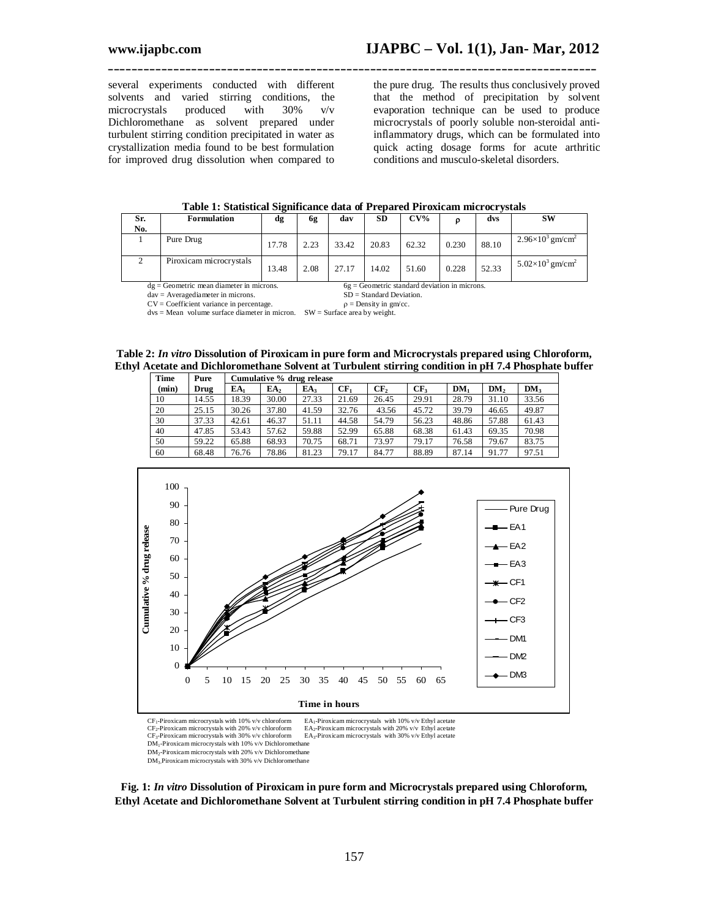several experiments conducted with different solvents and varied stirring conditions, the microcrystals produced with 30% v/v Dichloromethane as solvent prepared under turbulent stirring condition precipitated in water as crystallization media found to be best formulation for improved drug dissolution when compared to the pure drug. The results thus conclusively proved that the method of precipitation by solvent evaporation technique can be used to produce microcrystals of poorly soluble non-steroidal anti-inflammatory drugs, which can be formulated into quick acting dosage forms for acute arthritic conditions and musculo-skeletal disorders.

**Table 1: Statistical Significance data of Prepared Piroxicam microcrystals**

| Sr. No. | Formulation | dg | бg | dav | SD | CV% | ρ | dvs | SW |
|---|---|---|---|---|---|---|---|---|---|
| 1 | Pure Drug | 17.78 | 2.23 | 33.42 | 20.83 | 62.32 | 0.230 | 88.10 | $2.96\times10^3$ gm/cm$^2$ |
| 2 | Piroxicam microcrystals | 13.48 | 2.08 | 27.17 | 14.02 | 51.60 | 0.228 | 52.33 | $5.02\times10^3$ gm/cm$^2$ |

dg = Geometric mean diameter in microns. бg = Geometric standard deviation in microns.
dav = Averagediameter in microns. SD = Standard Deviation.
CV = Coefficient variance in percentage. ρ = Density in gm/cc.
dvs = Mean volume surface diameter in micron. SW = Surface area by weight.

**Table 2: *In vitro* Dissolution of Piroxicam in pure form and Microcrystals prepared using Chloroform, Ethyl Acetate and Dichloromethane Solvent at Turbulent stirring condition in pH 7.4 Phosphate buffer**

| Time (min) | Pure Drug | Cumulative % drug release | | | | | | | | |
|---|---|---|---|---|---|---|---|---|---|---|
| | | $EA_1$ | $EA_2$ | $EA_3$ | $CF_1$ | $CF_2$ | $CF_3$ | $DM_1$ | $DM_2$ | $DM_3$ |
| 10 | 14.55 | 18.39 | 30.00 | 27.33 | 21.69 | 26.45 | 29.91 | 28.79 | 31.10 | 33.56 |
| 20 | 25.15 | 30.26 | 37.80 | 41.59 | 32.76 | 43.56 | 45.72 | 39.79 | 46.65 | 49.87 |
| 30 | 37.33 | 42.61 | 46.37 | 51.11 | 44.58 | 54.79 | 56.23 | 48.86 | 57.88 | 61.43 |
| 40 | 47.85 | 53.43 | 57.62 | 59.88 | 52.99 | 65.88 | 68.38 | 61.43 | 69.35 | 70.98 |
| 50 | 59.22 | 65.88 | 68.93 | 70.75 | 68.71 | 73.97 | 79.17 | 76.58 | 79.67 | 83.75 |
| 60 | 68.48 | 76.76 | 78.86 | 81.23 | 79.17 | 84.77 | 88.89 | 87.14 | 91.77 | 97.51 |

Cumulative % drug release

100
90
80
70
60
50
40
30
20
10
0

0 5 10 15 20 25 30 35 40 45 50 55 60 65

Time in hours

Pure Drug
EA1
EA2
EA3
CF1
CF2
CF3
DM1
DM2
DM3

$CF_1$-Piroxicam microcrystals with 10% v/v chloroform
$CF_2$-Piroxicam microcrystals with 20% v/v chloroform
$CF_3$-Piroxicam microcrystals with 30% v/v chloroform
$EA_1$-Piroxicam microcrystals with 10% v/v Ethyl acetate
$EA_2$-Piroxicam microcrystals with 20% v/v Ethyl acetate
$EA_3$-Piroxicam microcrystals with 30% v/v Ethyl acetate
$DM_1$-Piroxicam microcrystals with 10% v/v Dichloromethane
$DM_2$-Piroxicam microcrystals with 20% v/v Dichloromethane
$DM_3$-Piroxicam microcrystals with 30% v/v Dichloromethane

**Fig. 1: *In vitro* Dissolution of Piroxicam in pure form and Microcrystals prepared using Chloroform, Ethyl Acetate and Dichloromethane Solvent at Turbulent stirring condition in pH 7.4 Phosphate buffer**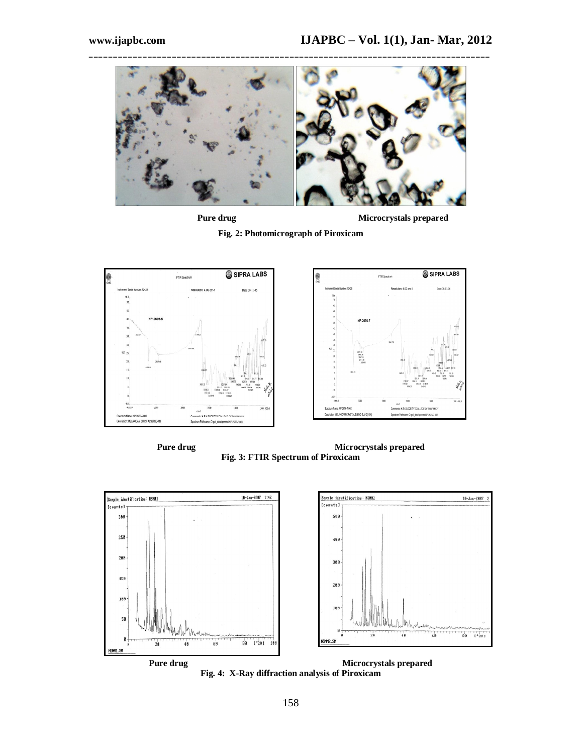Pure drug Microcrystals prepared

Fig. 2: Photomicrograph of Piroxicam

Pure drug Microcrystals prepared

Fig. 3: FTIR Spectrum of Piroxicam

Pure drug Microcrystals prepared

Fig. 4: X-Ray diffraction analysis of Piroxicam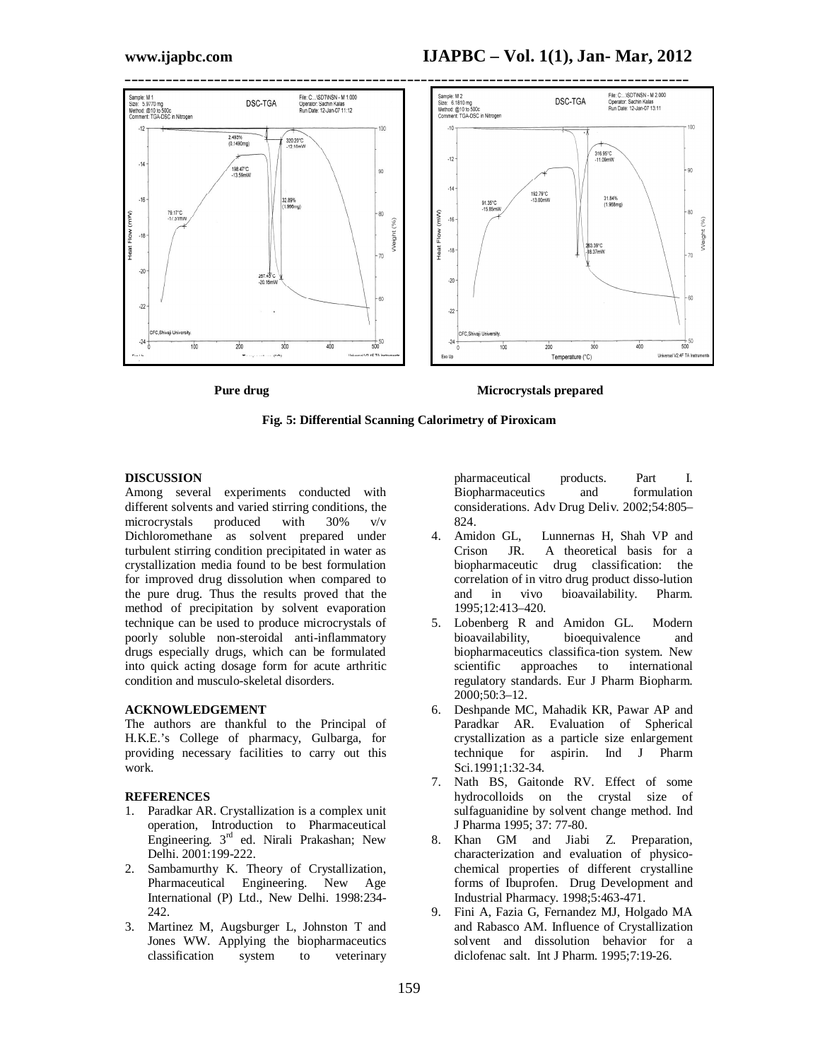Sample: M 1
Size: 5.9770 mg
Method: @10 to 500c
Comment: TGA-DSC in Nitrogen

DSC-TGA

File: C:...\SDT\NSN - M 1.000
Operator: Sachin Kalas
Run Date: 12-Jan-07 11:12

2.493%
(0.1490mg)

320.20°C
-12.16mW

198.47°C
-13.59mW

79.17°C
-17.51mW

32.89%
(1.966mg)

267.45°C
-20.18mW

Heat Flow (mW)

Weight (%)

CFC,Shivaji University.

Sample: M 2
Size: 6.1810 mg
Method: @10 to 500c
Comment: TGA-DSC in Nitrogen

DSC-TGA

File: C:...\SDT\NSN - M 2.000
Operator: Sachin Kalas
Run Date: 12-Jan-07 13:11

316.95°C
-11.09mW

192.79°C
-13.00mW

91.35°C
-15.85mW

31.84%
(1.968mg)

263.39°C
-18.37mW

Heat Flow (mW)

Weight (%)

CFC,Shivaji University.

Exo Up

Temperature (°C)

Universal V2.4F TA Instruments

**Pure drug** **Microcrystals prepared**

**Fig. 5: Differential Scanning Calorimetry of Piroxicam**

## DISCUSSION

Among several experiments conducted with different solvents and varied stirring conditions, the microcrystals produced with 30% v/v Dichloromethane as solvent prepared under turbulent stirring condition precipitated in water as crystallization media found to be best formulation for improved drug dissolution when compared to the pure drug. Thus the results proved that the method of precipitation by solvent evaporation technique can be used to produce microcrystals of poorly soluble non-steroidal anti-inflammatory drugs especially drugs, which can be formulated into quick acting dosage form for acute arthritic condition and musculo-skeletal disorders.

## ACKNOWLEDGEMENT

The authors are thankful to the Principal of H.K.E.'s College of pharmacy, Gulbarga, for providing necessary facilities to carry out this work.

## REFERENCES

1. Paradkar AR. Crystallization is a complex unit operation, Introduction to Pharmaceutical Engineering. 3rd ed. Nirali Prakashan; New Delhi. 2001:199-222.
2. Sambamurthy K. Theory of Crystallization, Pharmaceutical Engineering. New Age International (P) Ltd., New Delhi. 1998:234-242.
3. Martinez M, Augsburger L, Johnston T and Jones WW. Applying the biopharmaceutics classification system to veterinary pharmaceutical products. Part I. Biopharmaceutics and formulation considerations. Adv Drug Deliv. 2002;54:805–824.
4. Amidon GL, Lunnernas H, Shah VP and Crison JR. A theoretical basis for a biopharmaceutic drug classification: the correlation of in vitro drug product disso-lution and in vivo bioavailability. Pharm. 1995;12:413–420.
5. Lobenberg R and Amidon GL. Modern bioavailability, bioequivalence and biopharmaceutics classifica-tion system. New scientific approaches to international regulatory standards. Eur J Pharm Biopharm. 2000;50:3–12.
6. Deshpande MC, Mahadik KR, Pawar AP and Paradkar AR. Evaluation of Spherical crystallization as a particle size enlargement technique for aspirin. Ind J Pharm Sci.1991;1:32-34.
7. Nath BS, Gaitonde RV. Effect of some hydrocolloids on the crystal size of sulfaguanidine by solvent change method. Ind J Pharma 1995; 37: 77-80.
8. Khan GM and Jiabi Z. Preparation, characterization and evaluation of physico-chemical properties of different crystalline forms of Ibuprofen. Drug Development and Industrial Pharmacy. 1998;5:463-471.
9. Fini A, Fazia G, Fernandez MJ, Holgado MA and Rabasco AM. Influence of Crystallization solvent and dissolution behavior for a diclofenac salt. Int J Pharm. 1995;7:19-26.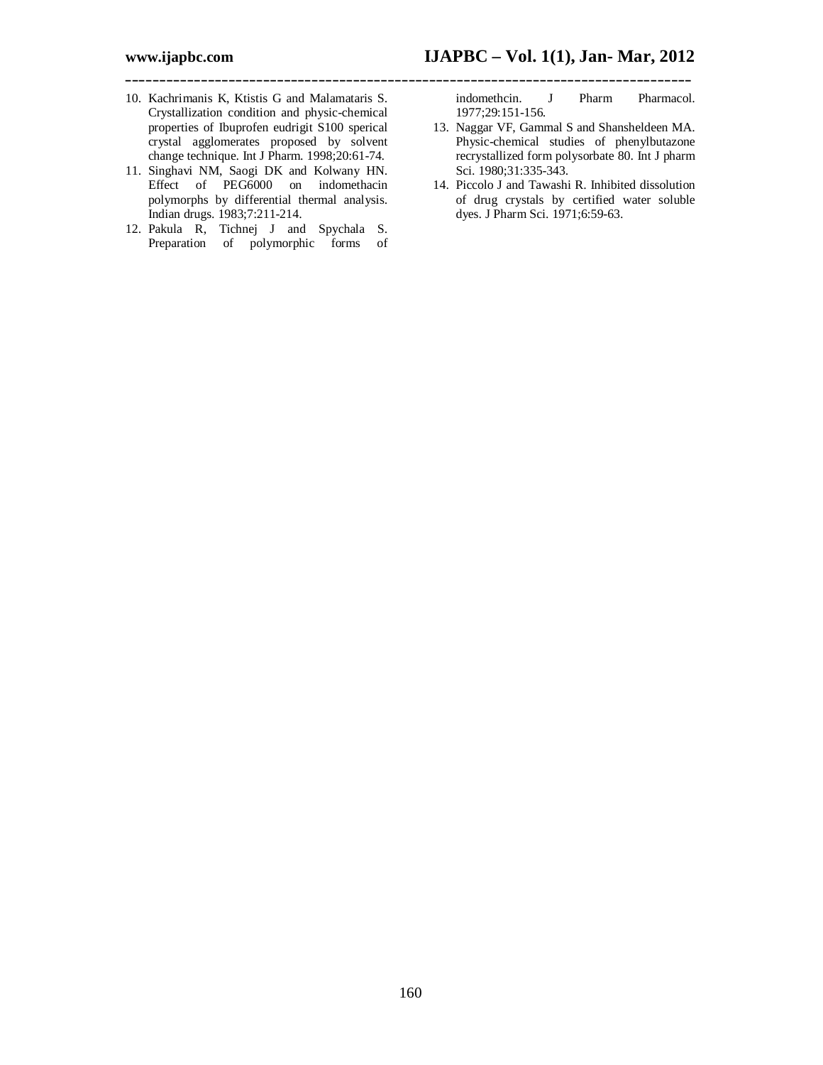10. Kachrimanis K, Ktistis G and Malamataris S. Crystallization condition and physic-chemical properties of Ibuprofen eudrigit S100 sperical crystal agglomerates proposed by solvent change technique. Int J Pharm. 1998;20:61-74.
11. Singhavi NM, Saogi DK and Kolwany HN. Effect of PEG6000 on indomethacin polymorphs by differential thermal analysis. Indian drugs. 1983;7:211-214.
12. Pakula R, Tichnej J and Spychala S. Preparation of polymorphic forms of indomethcin. J Pharm Pharmacol. 1977;29:151-156.
13. Naggar VF, Gammal S and Shansheldeen MA. Physic-chemical studies of phenylbutazone recrystallized form polysorbate 80. Int J pharm Sci. 1980;31:335-343.
14. Piccolo J and Tawashi R. Inhibited dissolution of drug crystals by certified water soluble dyes. J Pharm Sci. 1971;6:59-63.